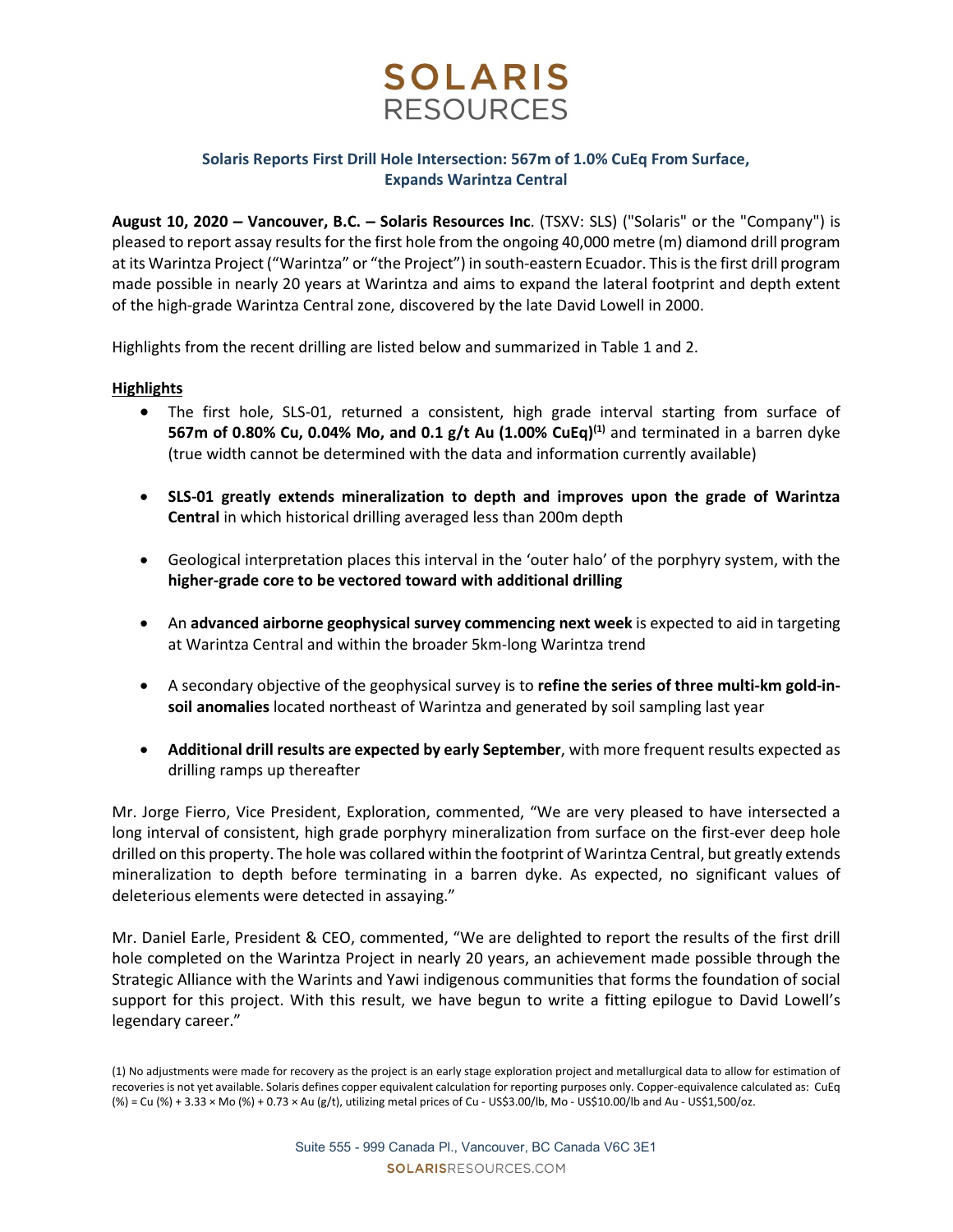# SOLARIS RESOURCES

## Solaris Reports First Drill Hole Intersection: 567m of 1.0% CuEq From Surface, Expands Warintza Central

**August 10, 2020 – Vancouver, B.C. – Solaris Resources Inc**. (TSXV: SLS) ("Solaris" or the "Company") is pleased to report assay results for the first hole from the ongoing 40,000 metre (m) diamond drill program at its Warintza Project ("Warintza" or "the Project") in south-eastern Ecuador. This is the first drill program made possible in nearly 20 years at Warintza and aims to expand the lateral footprint and depth extent of the high-grade Warintza Central zone, discovered by the late David Lowell in 2000.

Highlights from the recent drilling are listed below and summarized in Table 1 and 2.

**Highlights**

- The first hole, SLS-01, returned a consistent, high grade interval starting from surface of **567m of 0.80% Cu, 0.04% Mo, and 0.1 g/t Au (1.00% CuEq)[(1)]** and terminated in a barren dyke (true width cannot be determined with the data and information currently available)
- **SLS-01 greatly extends mineralization to depth and improves upon the grade of Warintza Central** in which historical drilling averaged less than 200m depth
- Geological interpretation places this interval in the 'outer halo' of the porphyry system, with the **higher-grade core to be vectored toward with additional drilling**
- An **advanced airborne geophysical survey commencing next week** is expected to aid in targeting at Warintza Central and within the broader 5km-long Warintza trend
- A secondary objective of the geophysical survey is to **refine the series of three multi-km gold-in-soil anomalies** located northeast of Warintza and generated by soil sampling last year
- **Additional drill results are expected by early September**, with more frequent results expected as drilling ramps up thereafter

Mr. Jorge Fierro, Vice President, Exploration, commented, "We are very pleased to have intersected a long interval of consistent, high grade porphyry mineralization from surface on the first-ever deep hole drilled on this property. The hole was collared within the footprint of Warintza Central, but greatly extends mineralization to depth before terminating in a barren dyke. As expected, no significant values of deleterious elements were detected in assaying."

Mr. Daniel Earle, President & CEO, commented, "We are delighted to report the results of the first drill hole completed on the Warintza Project in nearly 20 years, an achievement made possible through the Strategic Alliance with the Warints and Yawi indigenous communities that forms the foundation of social support for this project. With this result, we have begun to write a fitting epilogue to David Lowell's legendary career."

(1) No adjustments were made for recovery as the project is an early stage exploration project and metallurgical data to allow for estimation of recoveries is not yet available. Solaris defines copper equivalent calculation for reporting purposes only. Copper-equivalence calculated as: CuEq (%) = Cu (%) + 3.33 × Mo (%) + 0.73 × Au (g/t), utilizing metal prices of Cu - US$3.00/lb, Mo - US$10.00/lb and Au - US$1,500/oz.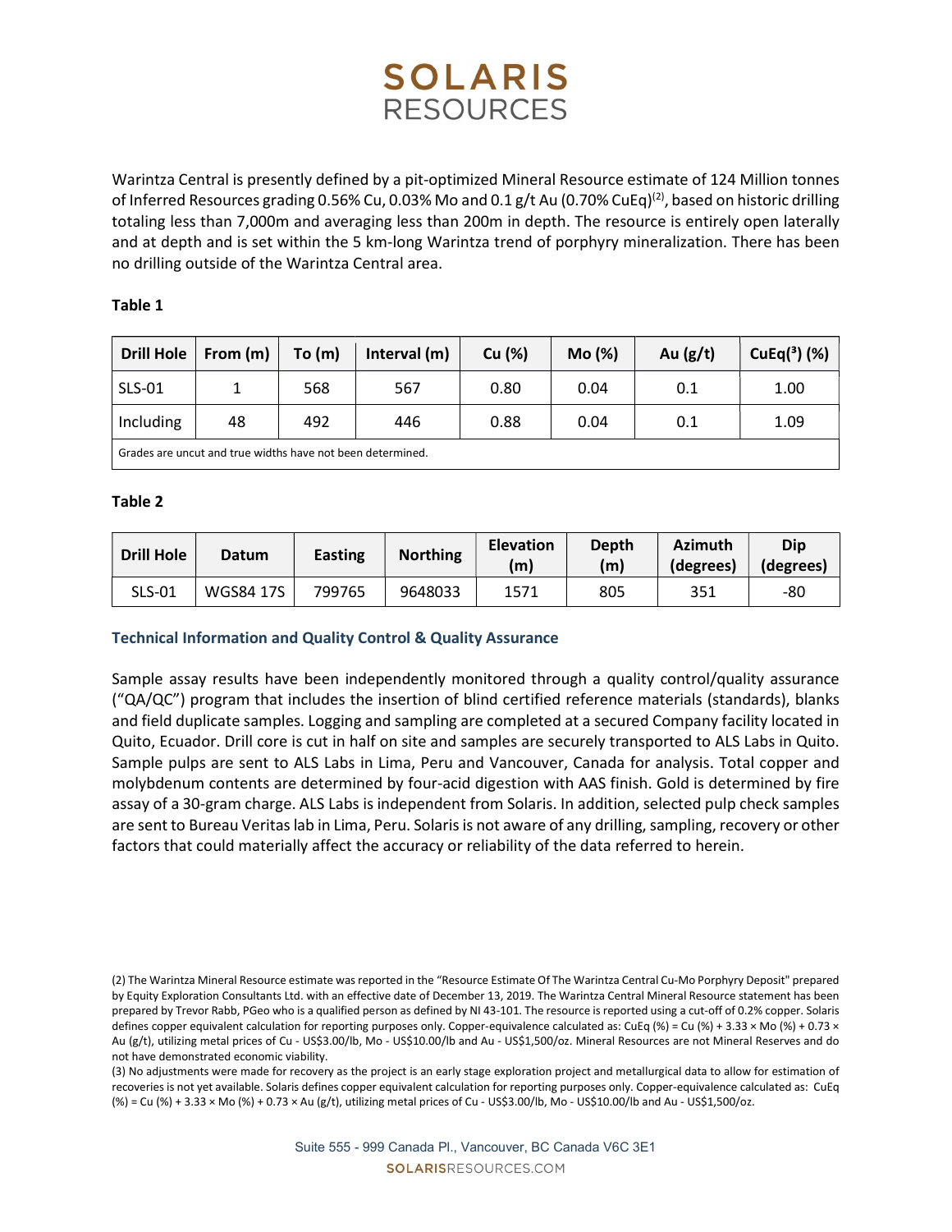Warintza Central is presently defined by a pit-optimized Mineral Resource estimate of 124 Million tonnes of Inferred Resources grading 0.56% Cu, 0.03% Mo and 0.1 g/t Au (0.70% CuEq)[2], based on historic drilling totaling less than 7,000m and averaging less than 200m in depth. The resource is entirely open laterally and at depth and is set within the 5 km-long Warintza trend of porphyry mineralization. There has been no drilling outside of the Warintza Central area.

**Table 1**

| Drill Hole | From (m) | To (m) | Interval (m) | Cu (%) | Mo (%) | Au (g/t) | CuEq(³) (%) |
|---|---|---|---|---|---|---|---|
| SLS-01 | 1 | 568 | 567 | 0.80 | 0.04 | 0.1 | 1.00 |
| Including | 48 | 492 | 446 | 0.88 | 0.04 | 0.1 | 1.09 |
| Grades are uncut and true widths have not been determined. | | | | | | | |

**Table 2**

| Drill Hole | Datum | Easting | Northing | Elevation (m) | Depth (m) | Azimuth (degrees) | Dip (degrees) |
|---|---|---|---|---|---|---|---|
| SLS-01 | WGS84 17S | 799765 | 9648033 | 1571 | 805 | 351 | -80 |

### Technical Information and Quality Control & Quality Assurance

Sample assay results have been independently monitored through a quality control/quality assurance ("QA/QC") program that includes the insertion of blind certified reference materials (standards), blanks and field duplicate samples. Logging and sampling are completed at a secured Company facility located in Quito, Ecuador. Drill core is cut in half on site and samples are securely transported to ALS Labs in Quito. Sample pulps are sent to ALS Labs in Lima, Peru and Vancouver, Canada for analysis. Total copper and molybdenum contents are determined by four-acid digestion with AAS finish. Gold is determined by fire assay of a 30-gram charge. ALS Labs is independent from Solaris. In addition, selected pulp check samples are sent to Bureau Veritas lab in Lima, Peru. Solaris is not aware of any drilling, sampling, recovery or other factors that could materially affect the accuracy or reliability of the data referred to herein.

(2) The Warintza Mineral Resource estimate was reported in the "Resource Estimate Of The Warintza Central Cu-Mo Porphyry Deposit" prepared by Equity Exploration Consultants Ltd. with an effective date of December 13, 2019. The Warintza Central Mineral Resource statement has been prepared by Trevor Rabb, PGeo who is a qualified person as defined by NI 43-101. The resource is reported using a cut-off of 0.2% copper. Solaris defines copper equivalent calculation for reporting purposes only. Copper-equivalence calculated as: CuEq (%) = Cu (%) + 3.33 × Mo (%) + 0.73 × Au (g/t), utilizing metal prices of Cu - US$3.00/lb, Mo - US$10.00/lb and Au - US$1,500/oz. Mineral Resources are not Mineral Reserves and do not have demonstrated economic viability.

(3) No adjustments were made for recovery as the project is an early stage exploration project and metallurgical data to allow for estimation of recoveries is not yet available. Solaris defines copper equivalent calculation for reporting purposes only. Copper-equivalence calculated as: CuEq (%) = Cu (%) + 3.33 × Mo (%) + 0.73 × Au (g/t), utilizing metal prices of Cu - US$3.00/lb, Mo - US$10.00/lb and Au - US$1,500/oz.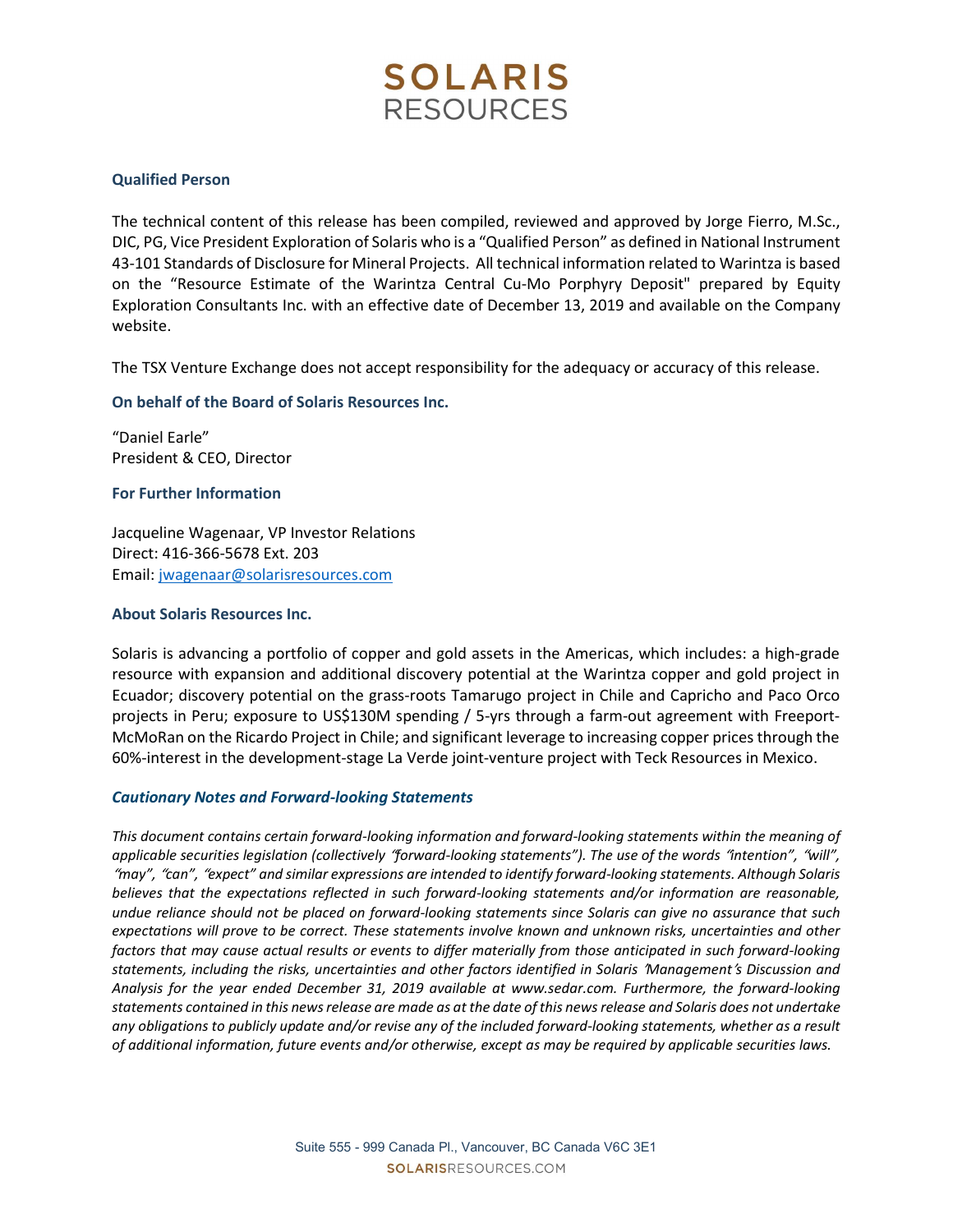### Qualified Person

The technical content of this release has been compiled, reviewed and approved by Jorge Fierro, M.Sc., DIC, PG, Vice President Exploration of Solaris who is a "Qualified Person" as defined in National Instrument 43-101 Standards of Disclosure for Mineral Projects. All technical information related to Warintza is based on the "Resource Estimate of the Warintza Central Cu-Mo Porphyry Deposit" prepared by Equity Exploration Consultants Inc. with an effective date of December 13, 2019 and available on the Company website.

The TSX Venture Exchange does not accept responsibility for the adequacy or accuracy of this release.

### On behalf of the Board of Solaris Resources Inc.

"Daniel Earle"
President & CEO, Director

### For Further Information

Jacqueline Wagenaar, VP Investor Relations
Direct: 416-366-5678 Ext. 203
Email: jwagenaar@solarisresources.com

### About Solaris Resources Inc.

Solaris is advancing a portfolio of copper and gold assets in the Americas, which includes: a high-grade resource with expansion and additional discovery potential at the Warintza copper and gold project in Ecuador; discovery potential on the grass-roots Tamarugo project in Chile and Capricho and Paco Orco projects in Peru; exposure to US$130M spending / 5-yrs through a farm-out agreement with Freeport-McMoRan on the Ricardo Project in Chile; and significant leverage to increasing copper prices through the 60%-interest in the development-stage La Verde joint-venture project with Teck Resources in Mexico.

### *Cautionary Notes and Forward-looking Statements*

*This document contains certain forward-looking information and forward-looking statements within the meaning of applicable securities legislation (collectively "forward-looking statements"). The use of the words "intention", "will", "may", "can", "expect" and similar expressions are intended to identify forward-looking statements. Although Solaris believes that the expectations reflected in such forward-looking statements and/or information are reasonable, undue reliance should not be placed on forward-looking statements since Solaris can give no assurance that such expectations will prove to be correct. These statements involve known and unknown risks, uncertainties and other factors that may cause actual results or events to differ materially from those anticipated in such forward-looking statements, including the risks, uncertainties and other factors identified in Solaris 'Management's Discussion and Analysis for the year ended December 31, 2019 available at www.sedar.com. Furthermore, the forward-looking statements contained in this news release are made as at the date of this news release and Solaris does not undertake any obligations to publicly update and/or revise any of the included forward-looking statements, whether as a result of additional information, future events and/or otherwise, except as may be required by applicable securities laws.*